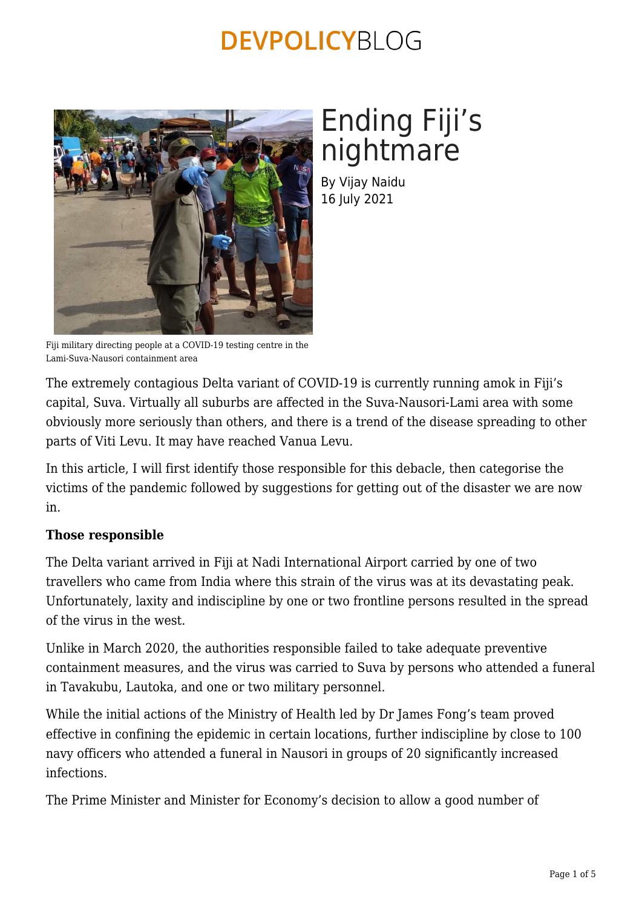# Ending Fiji's nightmare

By Vijay Naidu
16 July 2021

Fiji military directing people at a COVID-19 testing centre in the Lami-Suva-Nausori containment area

The extremely contagious Delta variant of COVID-19 is currently running amok in Fiji's capital, Suva. Virtually all suburbs are affected in the Suva-Nausori-Lami area with some obviously more seriously than others, and there is a trend of the disease spreading to other parts of Viti Levu. It may have reached Vanua Levu.

In this article, I will first identify those responsible for this debacle, then categorise the victims of the pandemic followed by suggestions for getting out of the disaster we are now in.

**Those responsible**

The Delta variant arrived in Fiji at Nadi International Airport carried by one of two travellers who came from India where this strain of the virus was at its devastating peak. Unfortunately, laxity and indiscipline by one or two frontline persons resulted in the spread of the virus in the west.

Unlike in March 2020, the authorities responsible failed to take adequate preventive containment measures, and the virus was carried to Suva by persons who attended a funeral in Tavakubu, Lautoka, and one or two military personnel.

While the initial actions of the Ministry of Health led by Dr James Fong's team proved effective in confining the epidemic in certain locations, further indiscipline by close to 100 navy officers who attended a funeral in Nausori in groups of 20 significantly increased infections.

The Prime Minister and Minister for Economy's decision to allow a good number of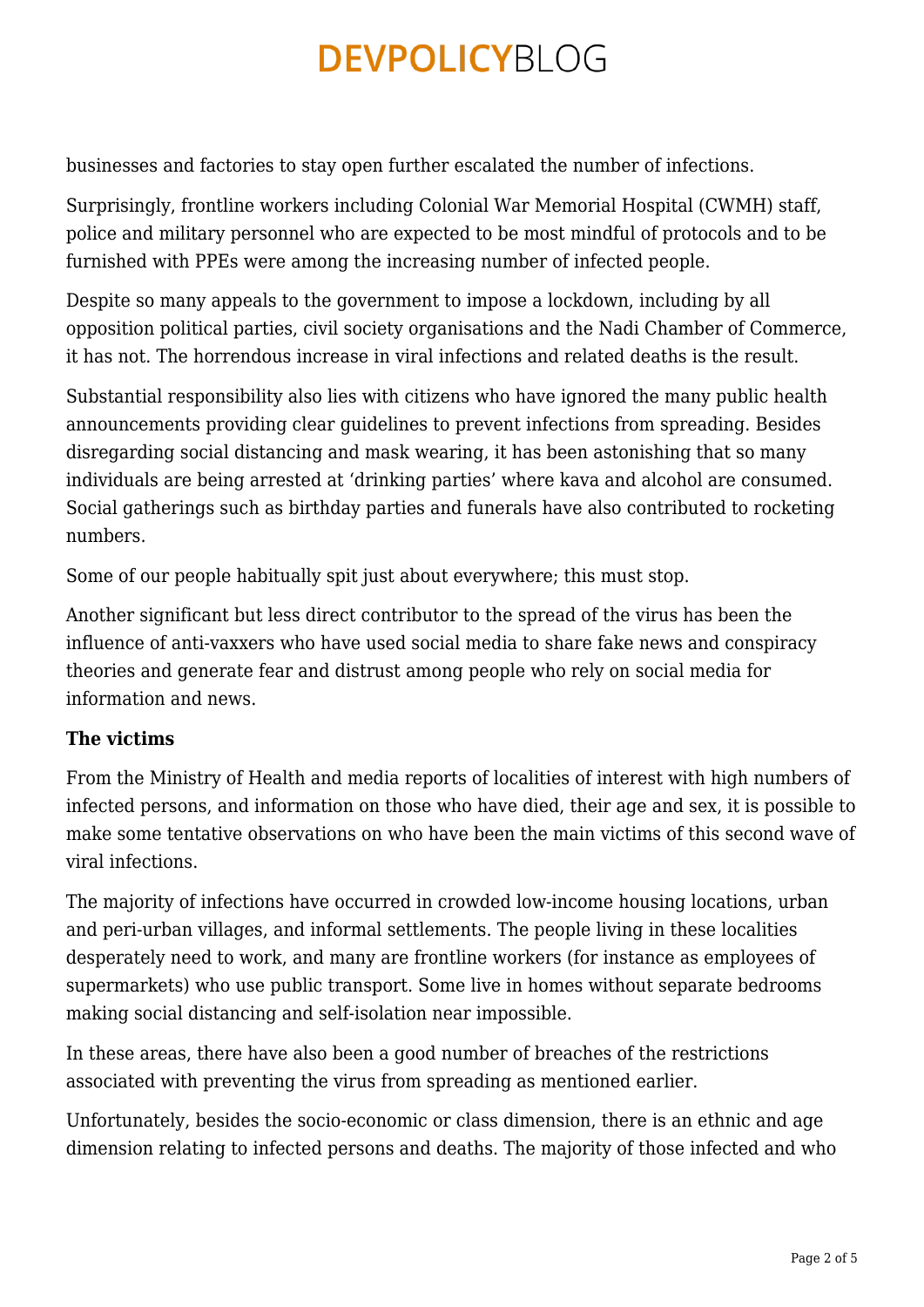businesses and factories to stay open further escalated the number of infections.

Surprisingly, frontline workers including Colonial War Memorial Hospital (CWMH) staff, police and military personnel who are expected to be most mindful of protocols and to be furnished with PPEs were among the increasing number of infected people.

Despite so many appeals to the government to impose a lockdown, including by all opposition political parties, civil society organisations and the Nadi Chamber of Commerce, it has not. The horrendous increase in viral infections and related deaths is the result.

Substantial responsibility also lies with citizens who have ignored the many public health announcements providing clear guidelines to prevent infections from spreading. Besides disregarding social distancing and mask wearing, it has been astonishing that so many individuals are being arrested at 'drinking parties' where kava and alcohol are consumed. Social gatherings such as birthday parties and funerals have also contributed to rocketing numbers.

Some of our people habitually spit just about everywhere; this must stop.

Another significant but less direct contributor to the spread of the virus has been the influence of anti-vaxxers who have used social media to share fake news and conspiracy theories and generate fear and distrust among people who rely on social media for information and news.

**The victims**

From the Ministry of Health and media reports of localities of interest with high numbers of infected persons, and information on those who have died, their age and sex, it is possible to make some tentative observations on who have been the main victims of this second wave of viral infections.

The majority of infections have occurred in crowded low-income housing locations, urban and peri-urban villages, and informal settlements. The people living in these localities desperately need to work, and many are frontline workers (for instance as employees of supermarkets) who use public transport. Some live in homes without separate bedrooms making social distancing and self-isolation near impossible.

In these areas, there have also been a good number of breaches of the restrictions associated with preventing the virus from spreading as mentioned earlier.

Unfortunately, besides the socio-economic or class dimension, there is an ethnic and age dimension relating to infected persons and deaths. The majority of those infected and who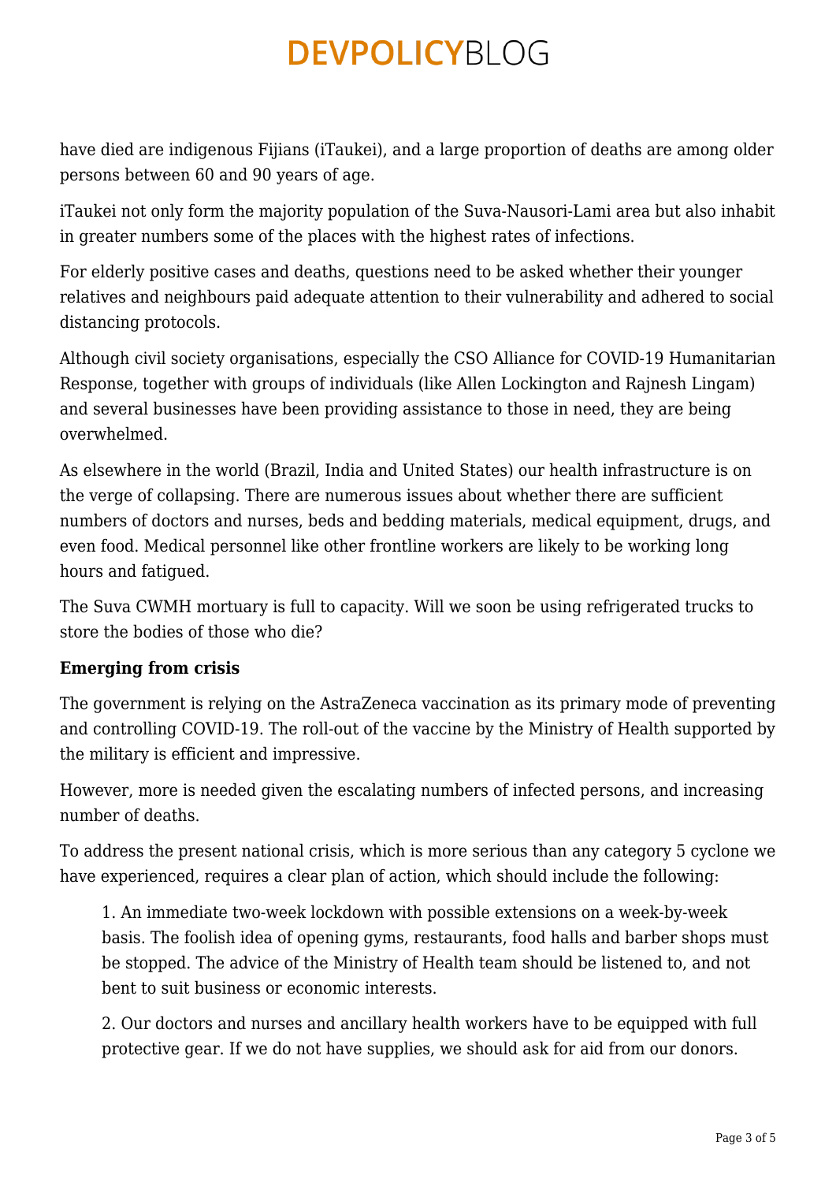have died are indigenous Fijians (iTaukei), and a large proportion of deaths are among older persons between 60 and 90 years of age.

iTaukei not only form the majority population of the Suva-Nausori-Lami area but also inhabit in greater numbers some of the places with the highest rates of infections.

For elderly positive cases and deaths, questions need to be asked whether their younger relatives and neighbours paid adequate attention to their vulnerability and adhered to social distancing protocols.

Although civil society organisations, especially the CSO Alliance for COVID-19 Humanitarian Response, together with groups of individuals (like Allen Lockington and Rajnesh Lingam) and several businesses have been providing assistance to those in need, they are being overwhelmed.

As elsewhere in the world (Brazil, India and United States) our health infrastructure is on the verge of collapsing. There are numerous issues about whether there are sufficient numbers of doctors and nurses, beds and bedding materials, medical equipment, drugs, and even food. Medical personnel like other frontline workers are likely to be working long hours and fatigued.

The Suva CWMH mortuary is full to capacity. Will we soon be using refrigerated trucks to store the bodies of those who die?

**Emerging from crisis**

The government is relying on the AstraZeneca vaccination as its primary mode of preventing and controlling COVID-19. The roll-out of the vaccine by the Ministry of Health supported by the military is efficient and impressive.

However, more is needed given the escalating numbers of infected persons, and increasing number of deaths.

To address the present national crisis, which is more serious than any category 5 cyclone we have experienced, requires a clear plan of action, which should include the following:

1. An immediate two-week lockdown with possible extensions on a week-by-week basis. The foolish idea of opening gyms, restaurants, food halls and barber shops must be stopped. The advice of the Ministry of Health team should be listened to, and not bent to suit business or economic interests.

2. Our doctors and nurses and ancillary health workers have to be equipped with full protective gear. If we do not have supplies, we should ask for aid from our donors.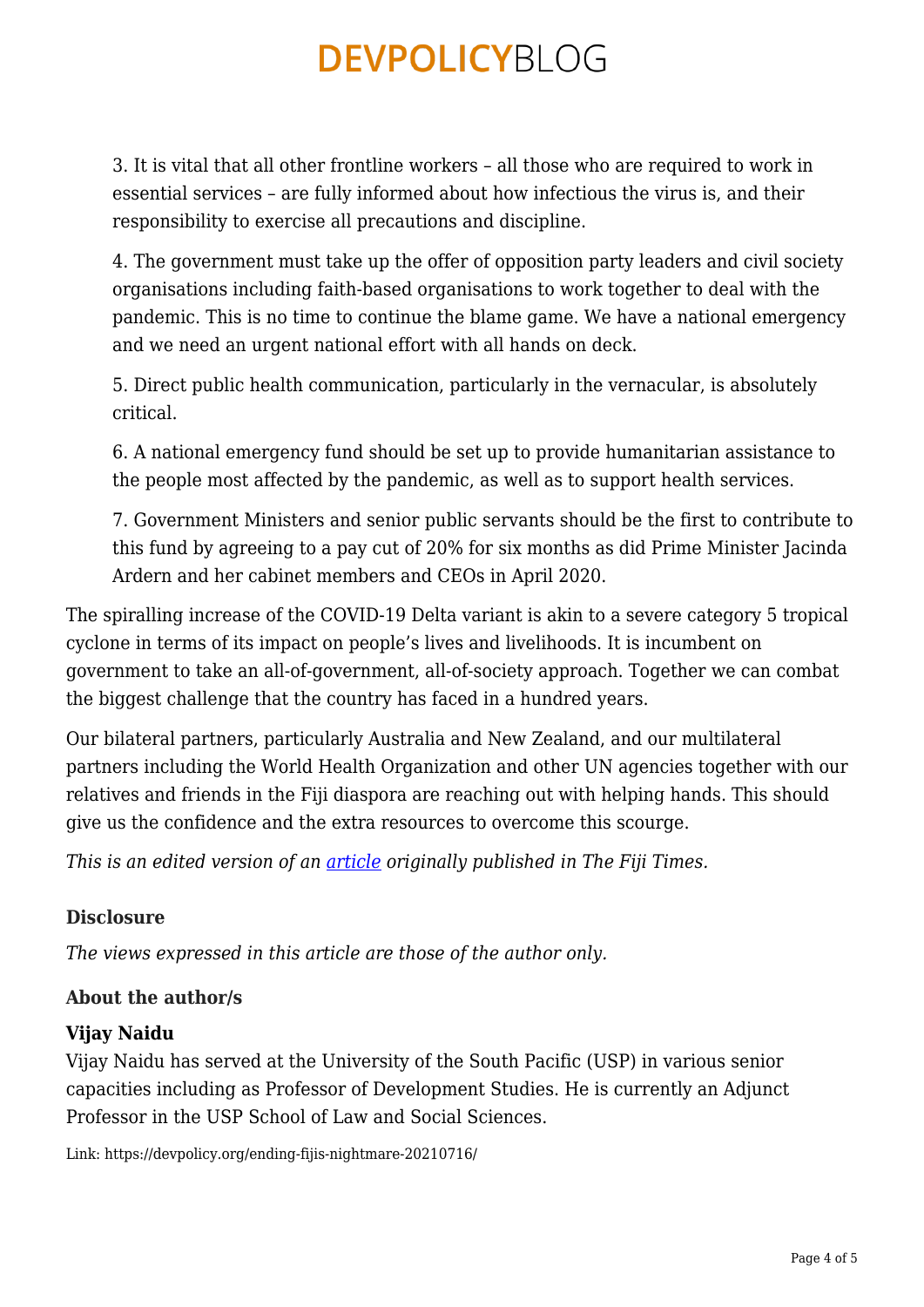3. It is vital that all other frontline workers – all those who are required to work in essential services – are fully informed about how infectious the virus is, and their responsibility to exercise all precautions and discipline.

4. The government must take up the offer of opposition party leaders and civil society organisations including faith-based organisations to work together to deal with the pandemic. This is no time to continue the blame game. We have a national emergency and we need an urgent national effort with all hands on deck.

5. Direct public health communication, particularly in the vernacular, is absolutely critical.

6. A national emergency fund should be set up to provide humanitarian assistance to the people most affected by the pandemic, as well as to support health services.

7. Government Ministers and senior public servants should be the first to contribute to this fund by agreeing to a pay cut of 20% for six months as did Prime Minister Jacinda Ardern and her cabinet members and CEOs in April 2020.

The spiralling increase of the COVID-19 Delta variant is akin to a severe category 5 tropical cyclone in terms of its impact on people's lives and livelihoods. It is incumbent on government to take an all-of-government, all-of-society approach. Together we can combat the biggest challenge that the country has faced in a hundred years.

Our bilateral partners, particularly Australia and New Zealand, and our multilateral partners including the World Health Organization and other UN agencies together with our relatives and friends in the Fiji diaspora are reaching out with helping hands. This should give us the confidence and the extra resources to overcome this scourge.

*This is an edited version of an article originally published in The Fiji Times.*

**Disclosure**

*The views expressed in this article are those of the author only.*

**About the author/s**

**Vijay Naidu**

Vijay Naidu has served at the University of the South Pacific (USP) in various senior capacities including as Professor of Development Studies. He is currently an Adjunct Professor in the USP School of Law and Social Sciences.

Link: https://devpolicy.org/ending-fijis-nightmare-20210716/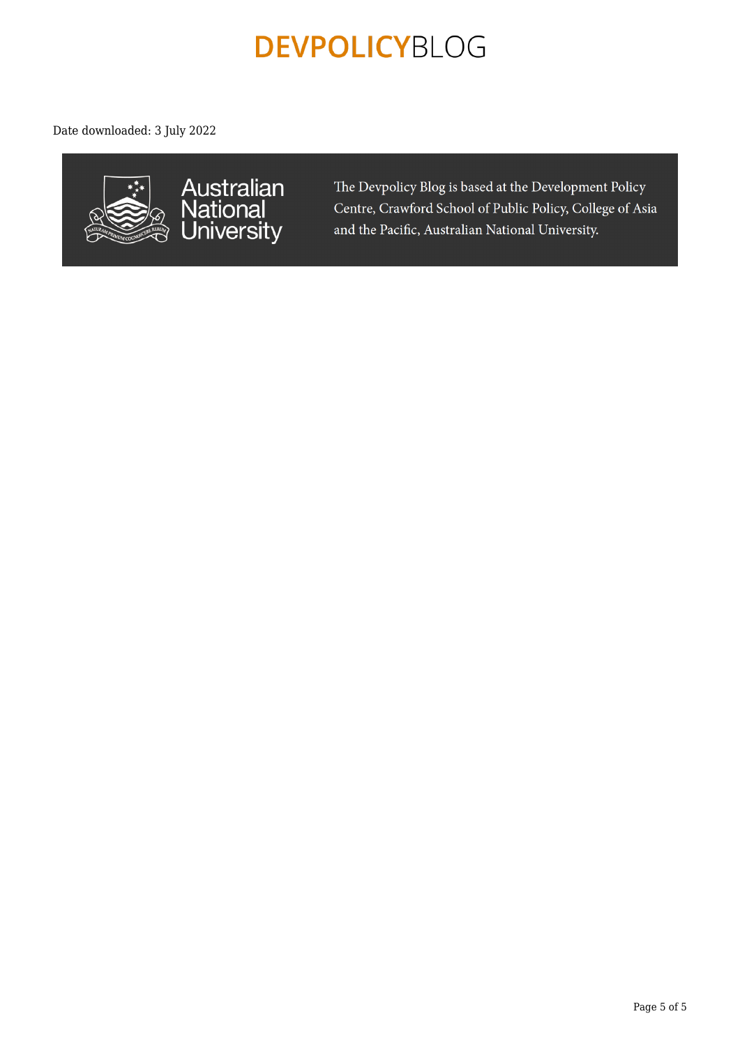Date downloaded: 3 July 2022

Australian National University

The Devpolicy Blog is based at the Development Policy Centre, Crawford School of Public Policy, College of Asia and the Pacific, Australian National University.